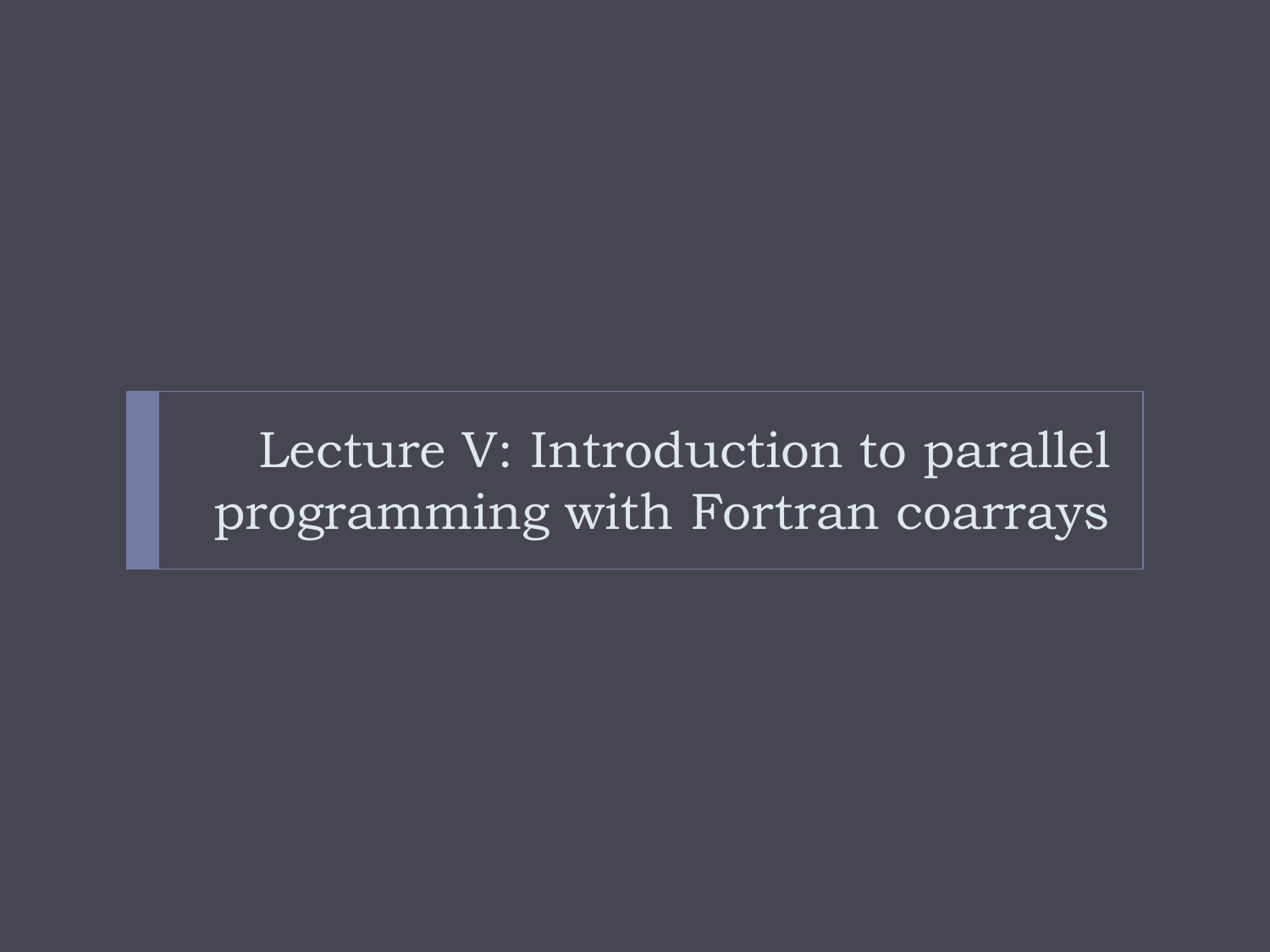# Lecture V: Introduction to parallel programming with Fortran coarrays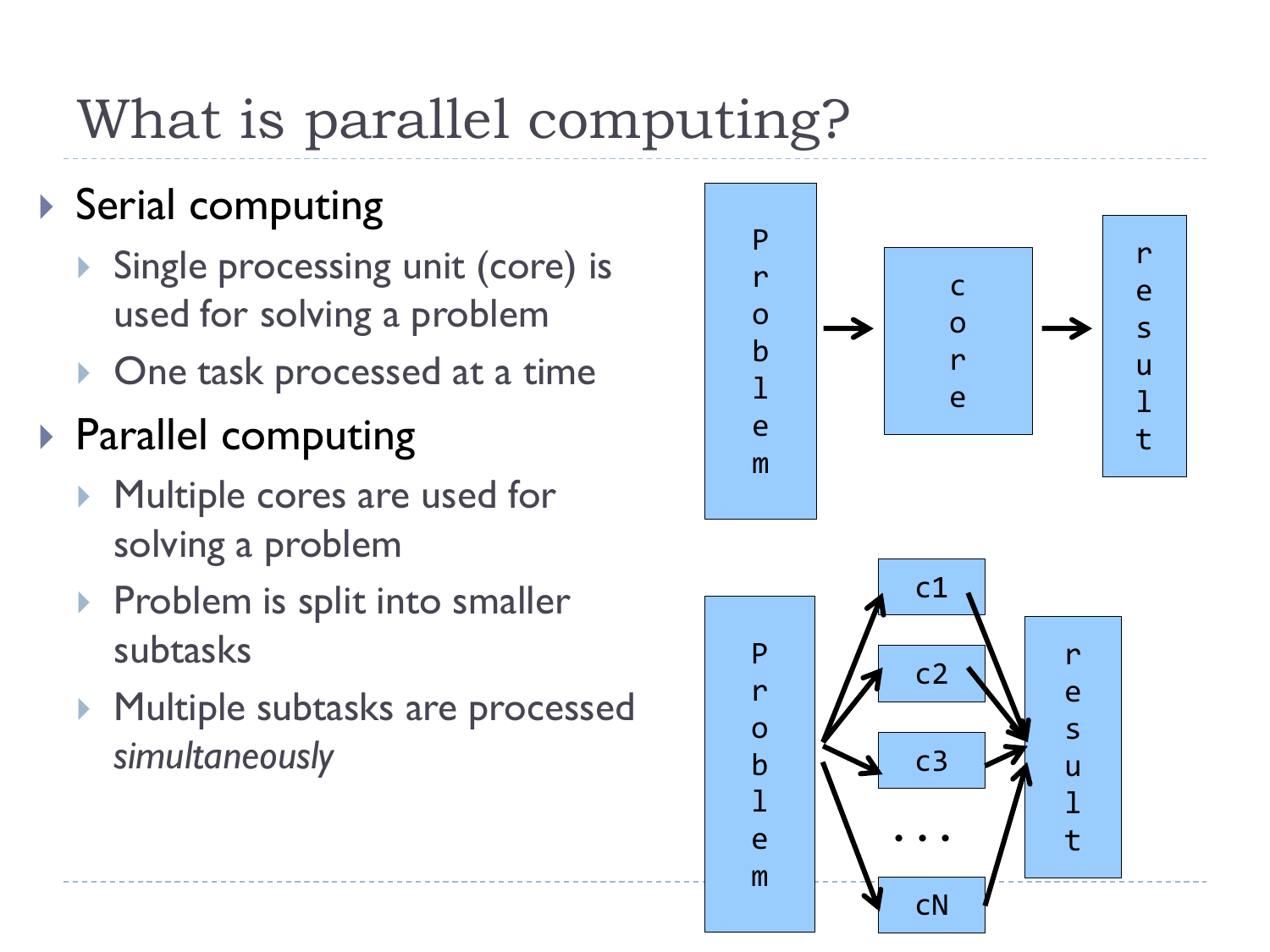# What is parallel computing?

- Serial computing
  - Single processing unit (core) is used for solving a problem
  - One task processed at a time
- Parallel computing
  - Multiple cores are used for solving a problem
  - Problem is split into smaller subtasks
  - Multiple subtasks are processed *simultaneously*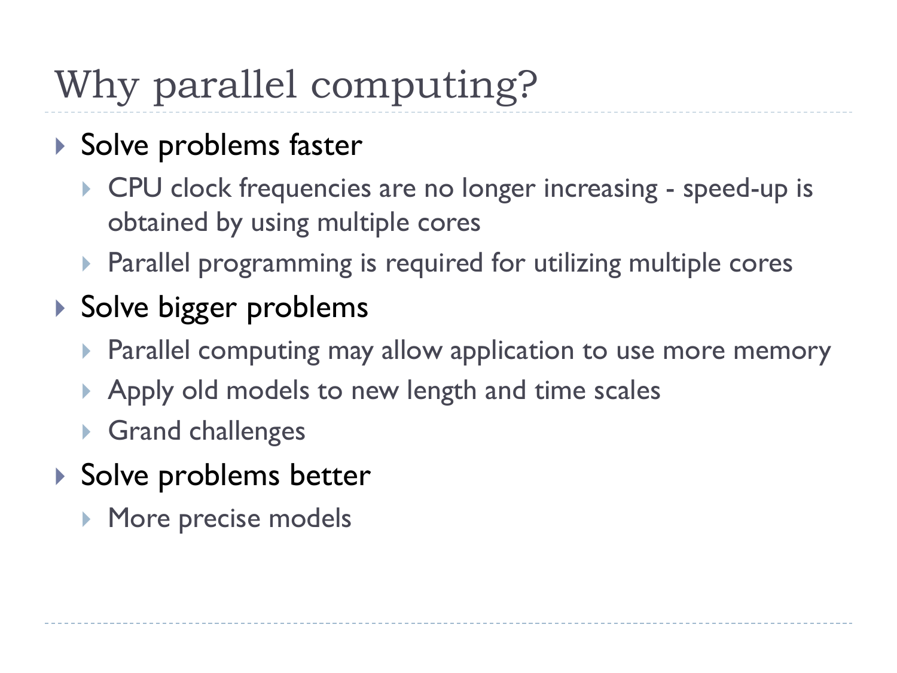# Why parallel computing?

- Solve problems faster
  - CPU clock frequencies are no longer increasing - speed-up is obtained by using multiple cores
  - Parallel programming is required for utilizing multiple cores
- Solve bigger problems
  - Parallel computing may allow application to use more memory
  - Apply old models to new length and time scales
  - Grand challenges
- Solve problems better
  - More precise models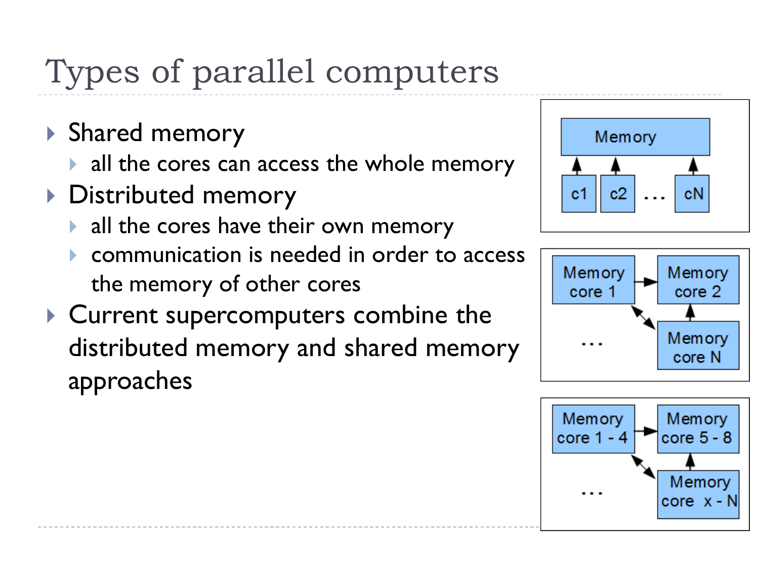# Types of parallel computers

- Shared memory
  - all the cores can access the whole memory
- Distributed memory
  - all the cores have their own memory
  - communication is needed in order to access the memory of other cores
- Current supercomputers combine the distributed memory and shared memory approaches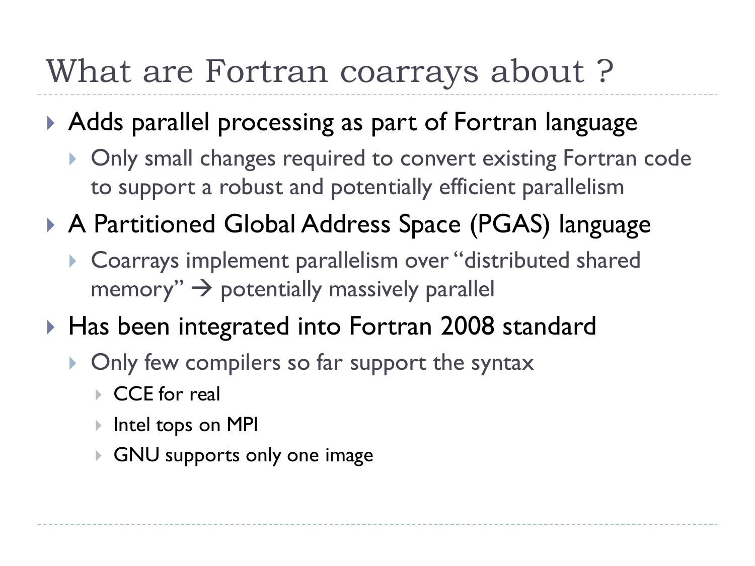# What are Fortran coarrays about ?

- Adds parallel processing as part of Fortran language
  - Only small changes required to convert existing Fortran code to support a robust and potentially efficient parallelism
- A Partitioned Global Address Space (PGAS) language
  - Coarrays implement parallelism over "distributed shared memory" → potentially massively parallel
- Has been integrated into Fortran 2008 standard
  - Only few compilers so far support the syntax
    - CCE for real
    - Intel tops on MPI
    - GNU supports only one image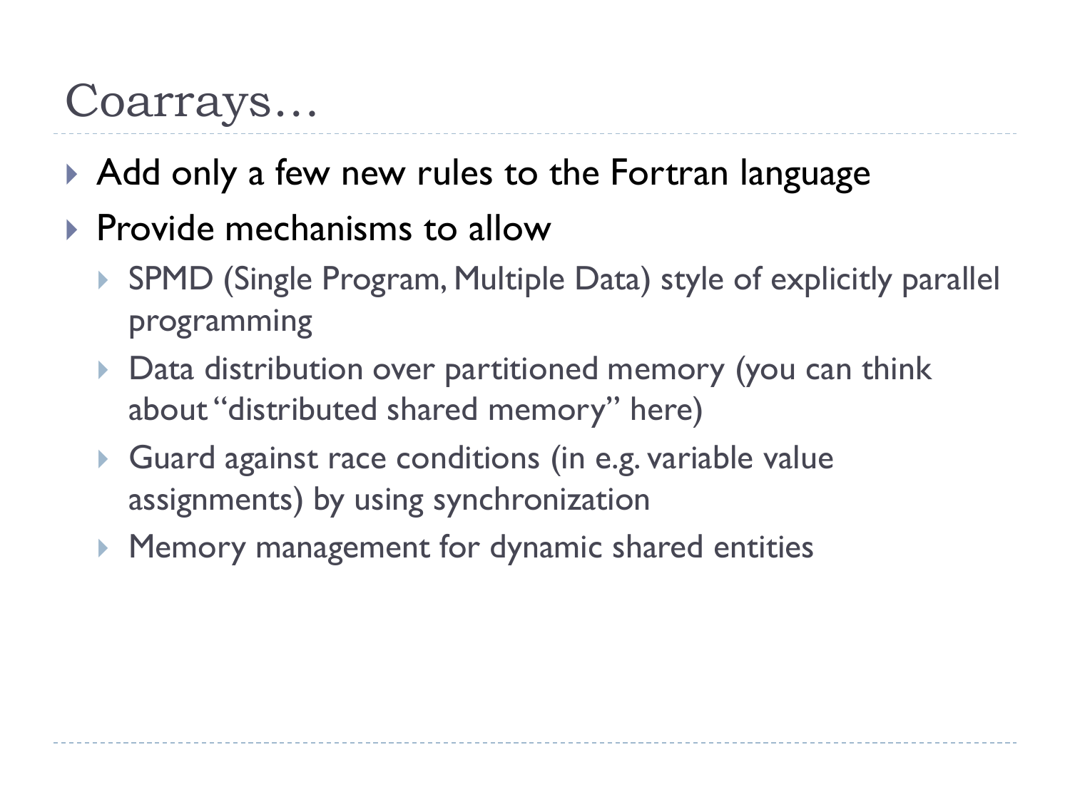# Coarrays…

- Add only a few new rules to the Fortran language
- Provide mechanisms to allow
  - SPMD (Single Program, Multiple Data) style of explicitly parallel programming
  - Data distribution over partitioned memory (you can think about "distributed shared memory" here)
  - Guard against race conditions (in e.g. variable value assignments) by using synchronization
  - Memory management for dynamic shared entities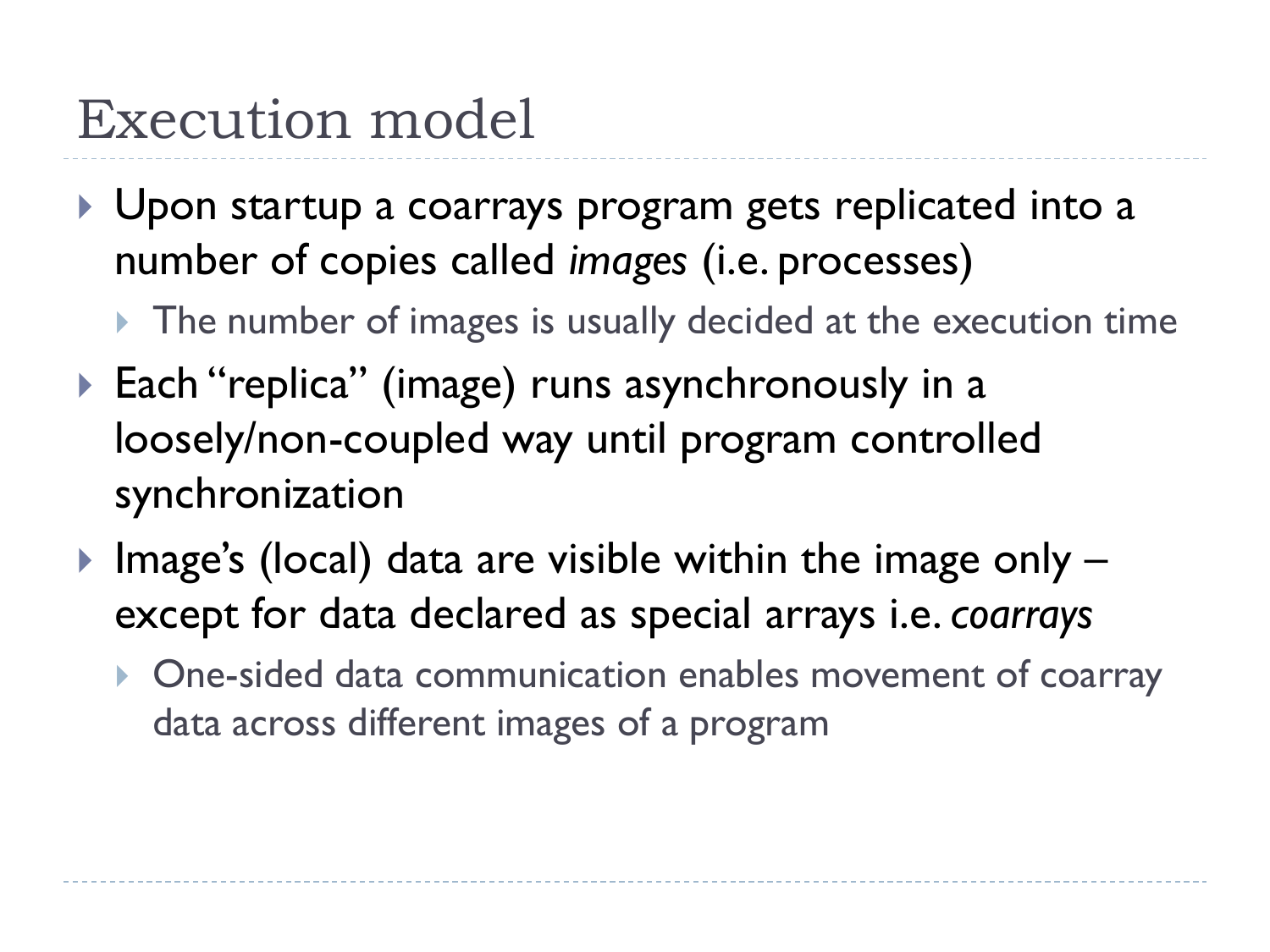# Execution model

- Upon startup a coarrays program gets replicated into a number of copies called *images* (i.e. processes)
  - The number of images is usually decided at the execution time
- Each "replica" (image) runs asynchronously in a loosely/non-coupled way until program controlled synchronization
- Image's (local) data are visible within the image only – except for data declared as special arrays i.e. *coarrays*
  - One-sided data communication enables movement of coarray data across different images of a program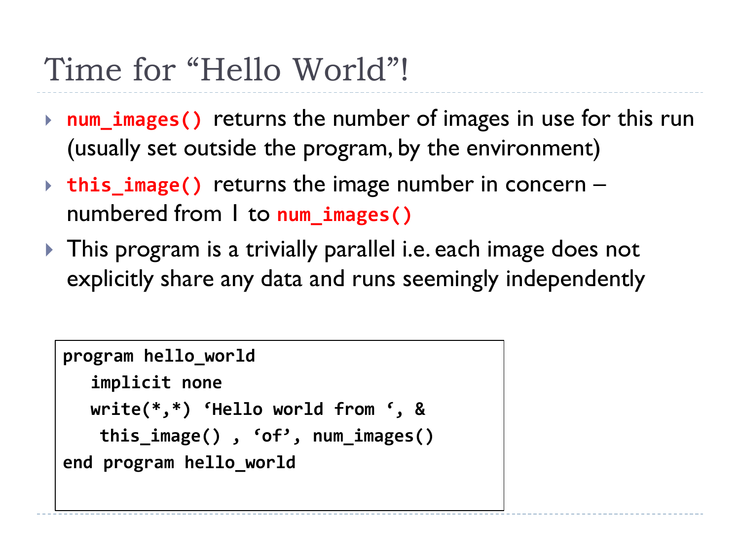# Time for "Hello World"!

- `num_images()` returns the number of images in use for this run (usually set outside the program, by the environment)
- `this_image()` returns the image number in concern – numbered from 1 to `num_images()`
- This program is a trivially parallel i.e. each image does not explicitly share any data and runs seemingly independently

```
program hello_world
   implicit none
   write(*,*) 'Hello world from ', &
    this_image() , 'of', num_images()
end program hello_world
```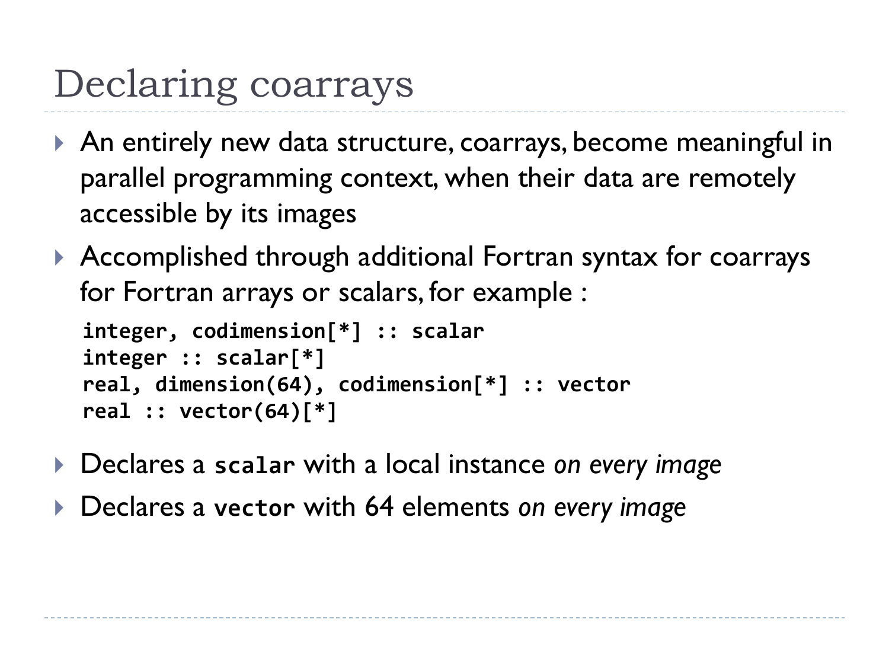# Declaring coarrays

- An entirely new data structure, coarrays, become meaningful in parallel programming context, when their data are remotely accessible by its images
- Accomplished through additional Fortran syntax for coarrays for Fortran arrays or scalars, for example :

```
integer, codimension[*] :: scalar
integer :: scalar[*]
real, dimension(64), codimension[*] :: vector
real :: vector(64)[*]
```

- Declares a `scalar` with a local instance *on every image*
- Declares a `vector` with 64 elements *on every image*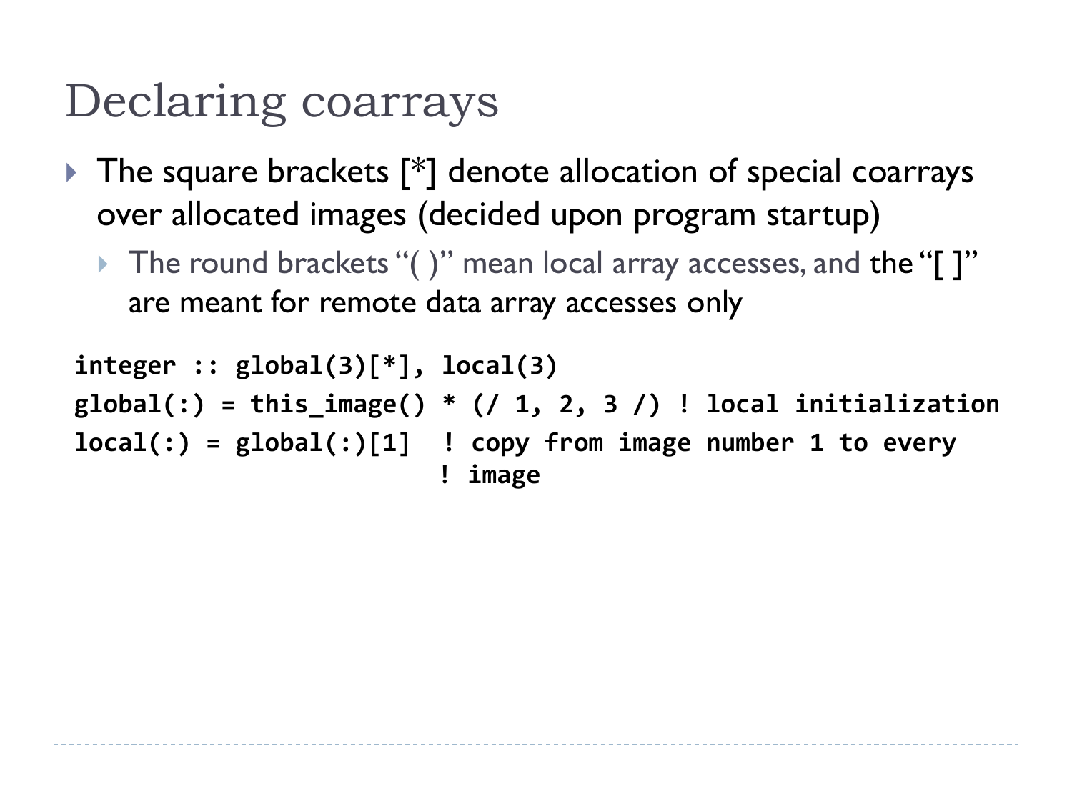# Declaring coarrays

- The square brackets [*] denote allocation of special coarrays over allocated images (decided upon program startup)
  - The round brackets "( )" mean local array accesses, and the "[ ]" are meant for remote data array accesses only

```
integer :: global(3)[*], local(3)
global(:) = this_image() * (/ 1, 2, 3 /) ! local initialization
local(:) = global(:)[1]  ! copy from image number 1 to every
                         ! image
```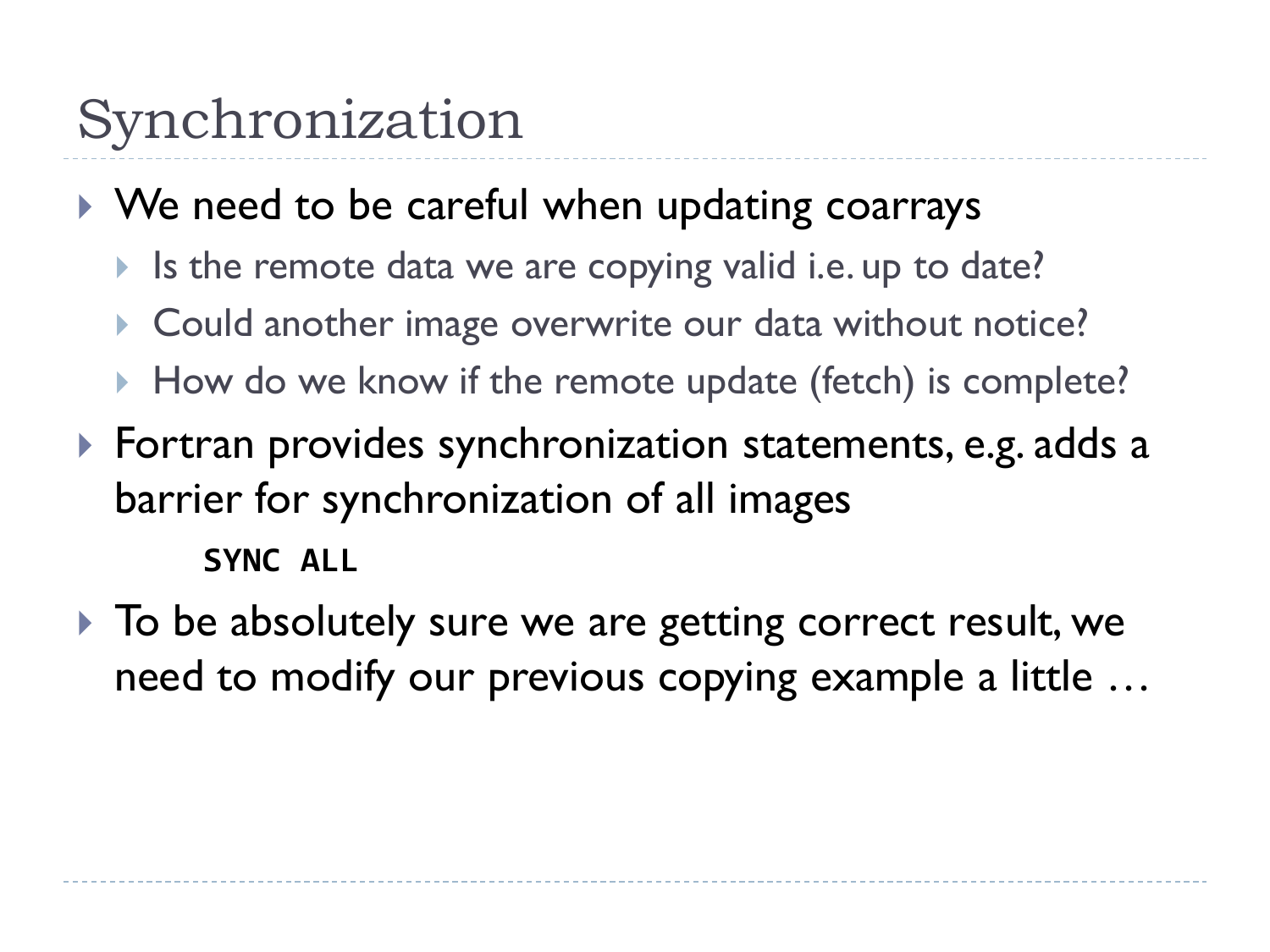# Synchronization

- We need to be careful when updating coarrays
  - Is the remote data we are copying valid i.e. up to date?
  - Could another image overwrite our data without notice?
  - How do we know if the remote update (fetch) is complete?
- Fortran provides synchronization statements, e.g. adds a barrier for synchronization of all images

```
SYNC ALL
```

- To be absolutely sure we are getting correct result, we need to modify our previous copying example a little …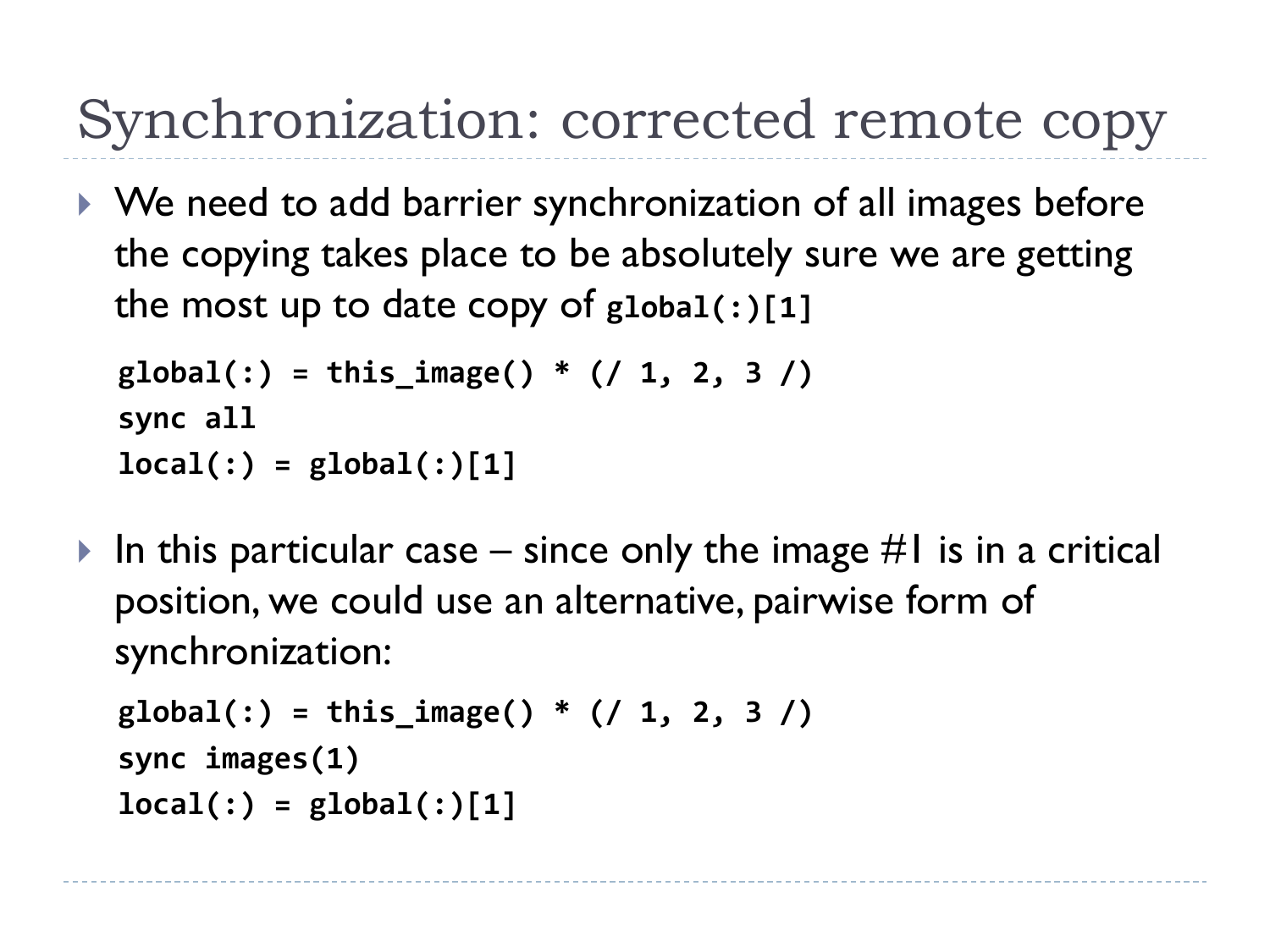# Synchronization: corrected remote copy

- We need to add barrier synchronization of all images before the copying takes place to be absolutely sure we are getting the most up to date copy of `global(:)[1]`

```
global(:) = this_image() * (/ 1, 2, 3 /)
sync all
local(:) = global(:)[1]
```

- In this particular case – since only the image #1 is in a critical position, we could use an alternative, pairwise form of synchronization:

```
global(:) = this_image() * (/ 1, 2, 3 /)
sync images(1)
local(:) = global(:)[1]
```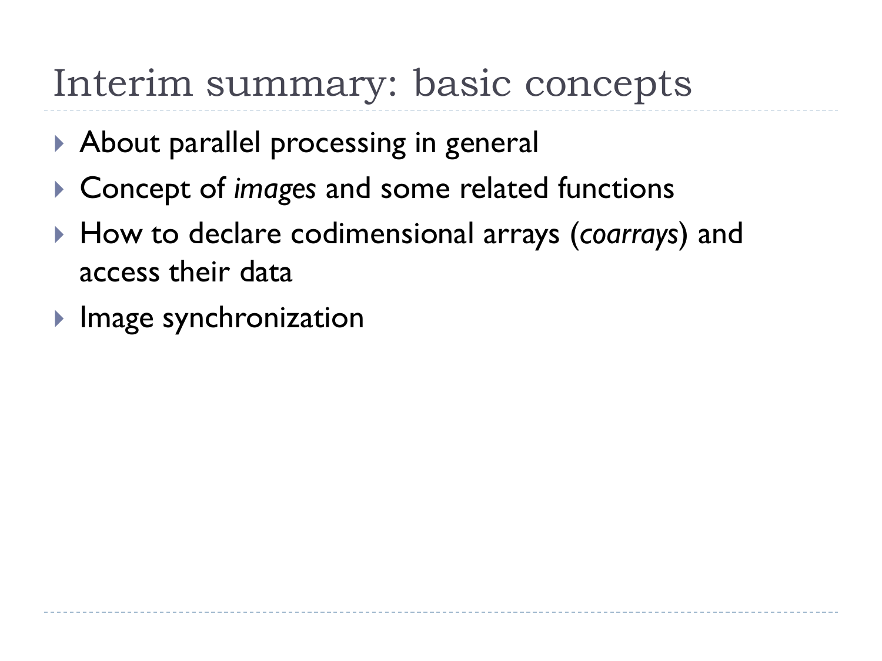# Interim summary: basic concepts

- About parallel processing in general
- Concept of *images* and some related functions
- How to declare codimensional arrays (*coarrays*) and access their data
- Image synchronization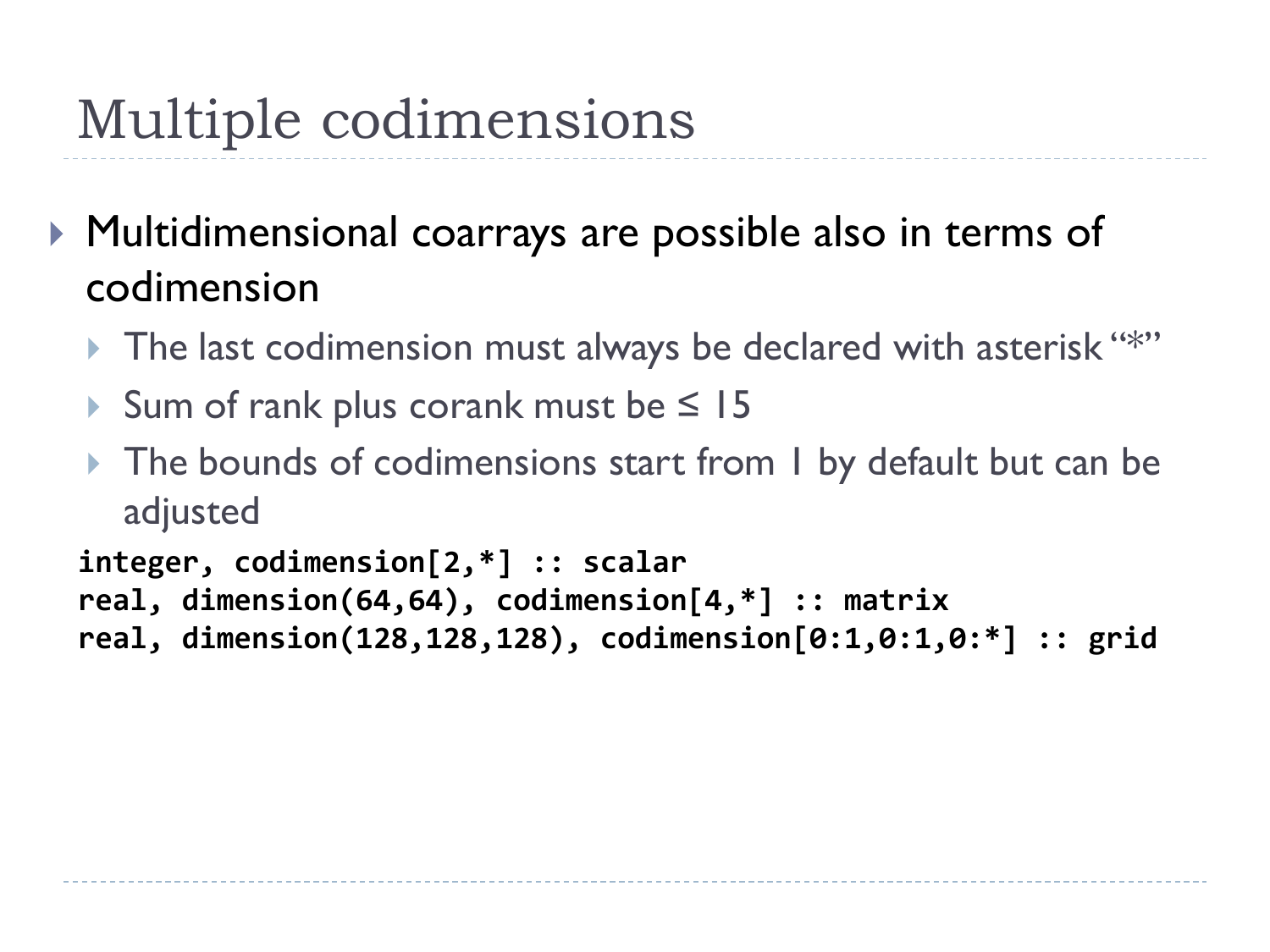# Multiple codimensions

- Multidimensional coarrays are possible also in terms of codimension
  - The last codimension must always be declared with asterisk "*"
  - Sum of rank plus corank must be ≤ 15
  - The bounds of codimensions start from 1 by default but can be adjusted

```
integer, codimension[2,*] :: scalar
real, dimension(64,64), codimension[4,*] :: matrix
real, dimension(128,128,128), codimension[0:1,0:1,0:*] :: grid
```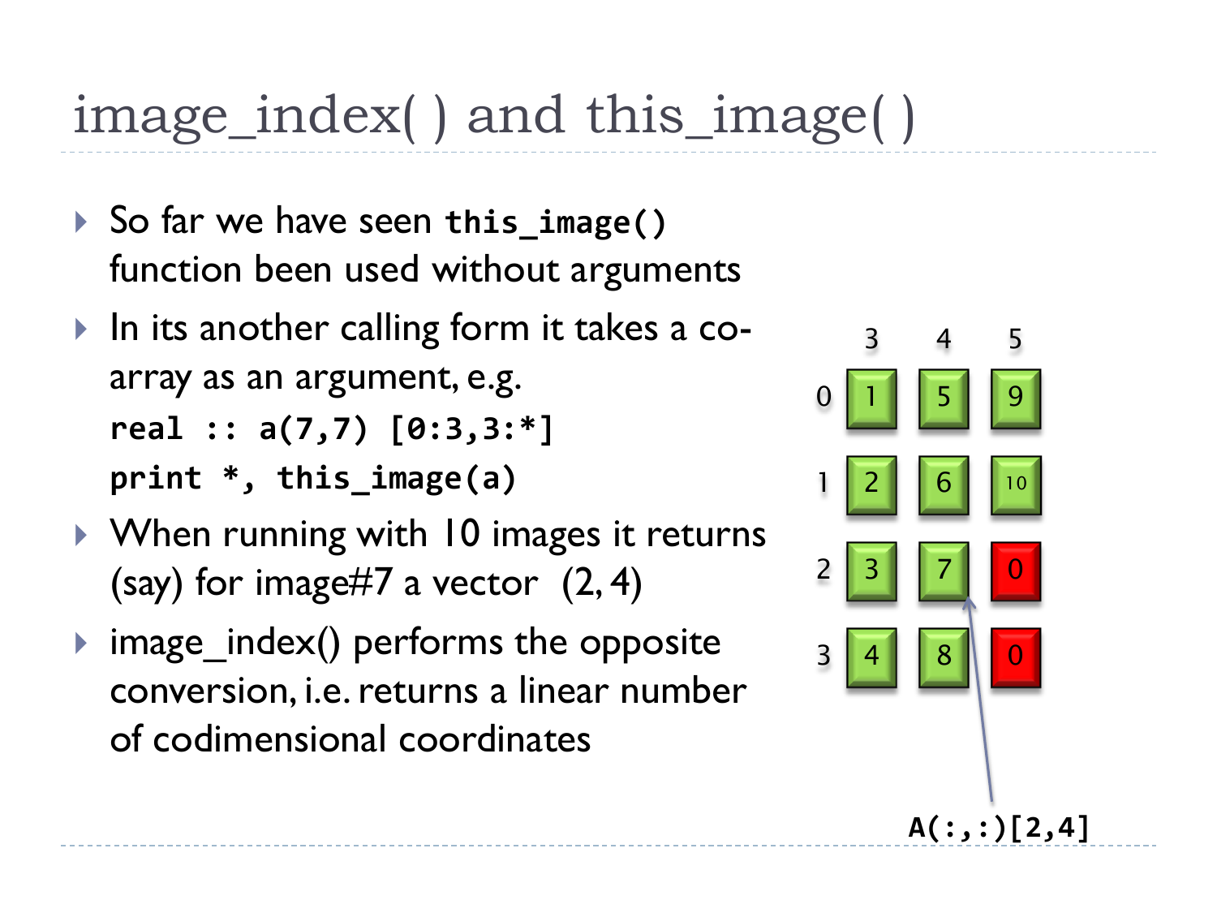# image_index( ) and this_image( )

- So far we have seen **this_image()** function been used without arguments
- In its another calling form it takes a co-array as an argument, e.g.

```
real :: a(7,7) [0:3,3:*]
print *, this_image(a)
```

- When running with 10 images it returns (say) for image#7 a vector (2, 4)
- image_index() performs the opposite conversion, i.e. returns a linear number of codimensional coordinates

|   | 3 | 4 | 5 |
|---|---|---|---|
| 0 | 1 | 5 | 9 |
| 1 | 2 | 6 | 10 |
| 2 | 3 | 7 | 0 |
| 3 | 4 | 8 | 0 |

**A(:,:)[2,4]**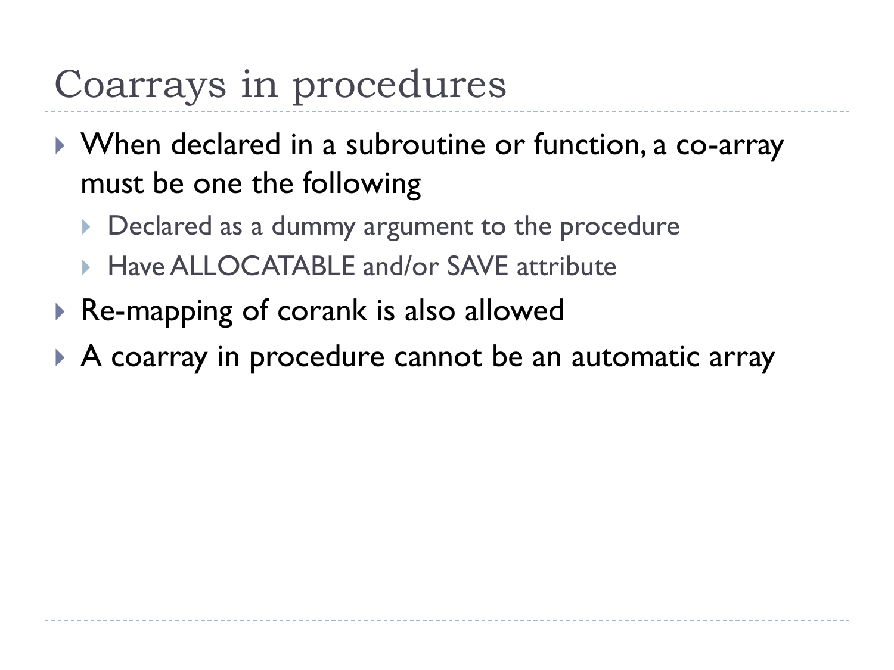# Coarrays in procedures

- When declared in a subroutine or function, a co-array must be one the following
  - Declared as a dummy argument to the procedure
  - Have ALLOCATABLE and/or SAVE attribute
- Re-mapping of corank is also allowed
- A coarray in procedure cannot be an automatic array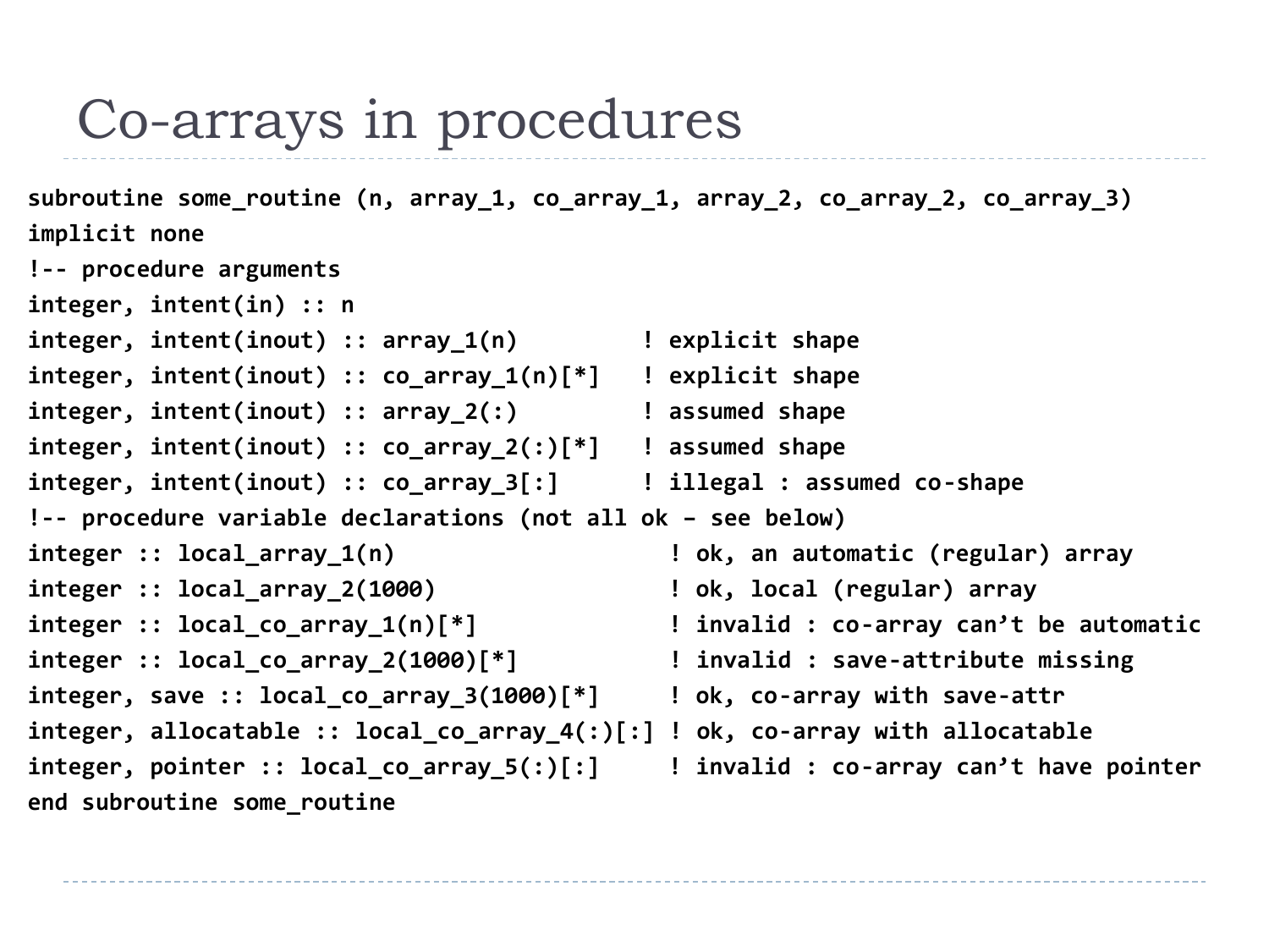# Co-arrays in procedures

```
subroutine some_routine (n, array_1, co_array_1, array_2, co_array_2, co_array_3)
implicit none
!-- procedure arguments
integer, intent(in) :: n
integer, intent(inout) :: array_1(n)         ! explicit shape
integer, intent(inout) :: co_array_1(n)[*]   ! explicit shape
integer, intent(inout) :: array_2(:)         ! assumed shape
integer, intent(inout) :: co_array_2(:)[*]   ! assumed shape
integer, intent(inout) :: co_array_3[:]      ! illegal : assumed co-shape
!-- procedure variable declarations (not all ok – see below)
integer :: local_array_1(n)                   ! ok, an automatic (regular) array
integer :: local_array_2(1000)                ! ok, local (regular) array
integer :: local_co_array_1(n)[*]             ! invalid : co-array can’t be automatic
integer :: local_co_array_2(1000)[*]          ! invalid : save-attribute missing
integer, save :: local_co_array_3(1000)[*]    ! ok, co-array with save-attr
integer, allocatable :: local_co_array_4(:)[:] ! ok, co-array with allocatable
integer, pointer :: local_co_array_5(:)[:]    ! invalid : co-array can’t have pointer
end subroutine some_routine
```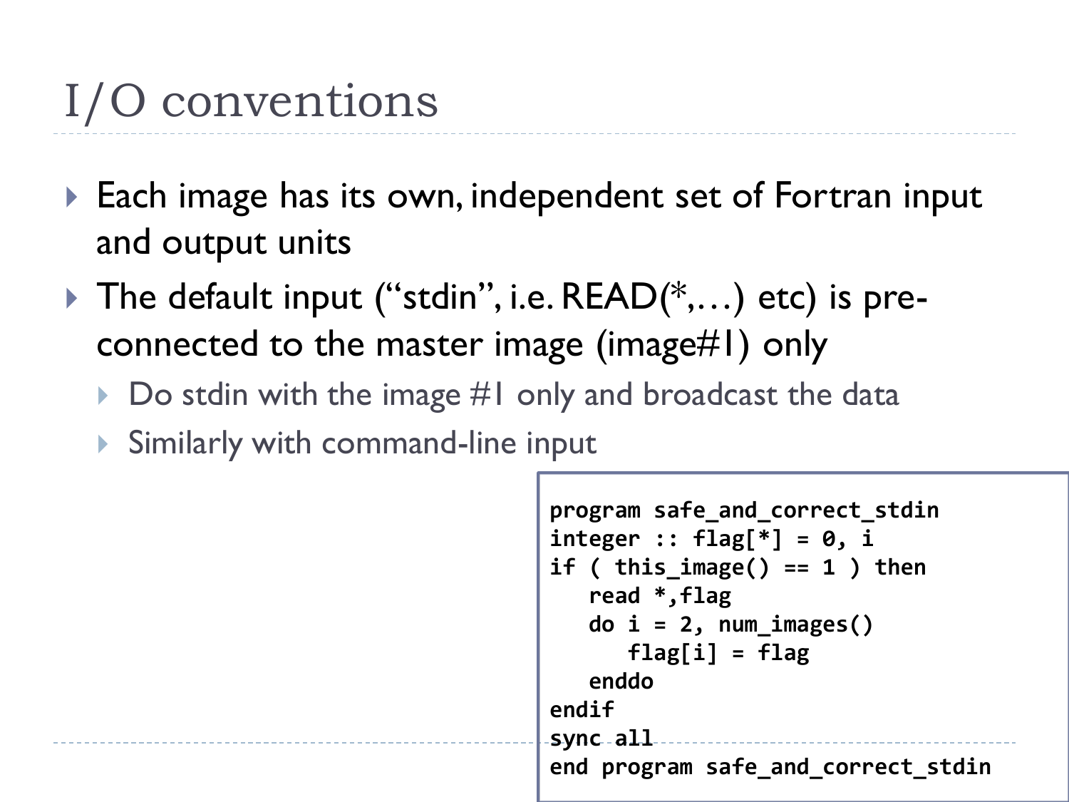# I/O conventions

- Each image has its own, independent set of Fortran input and output units
- The default input ("stdin", i.e. READ(*,…) etc) is pre-connected to the master image (image#1) only
  - Do stdin with the image #1 only and broadcast the data
  - Similarly with command-line input

```
program safe_and_correct_stdin
integer :: flag[*] = 0, i
if ( this_image() == 1 ) then
   read *,flag
   do i = 2, num_images()
      flag[i] = flag
   enddo
endif
sync all
end program safe_and_correct_stdin
```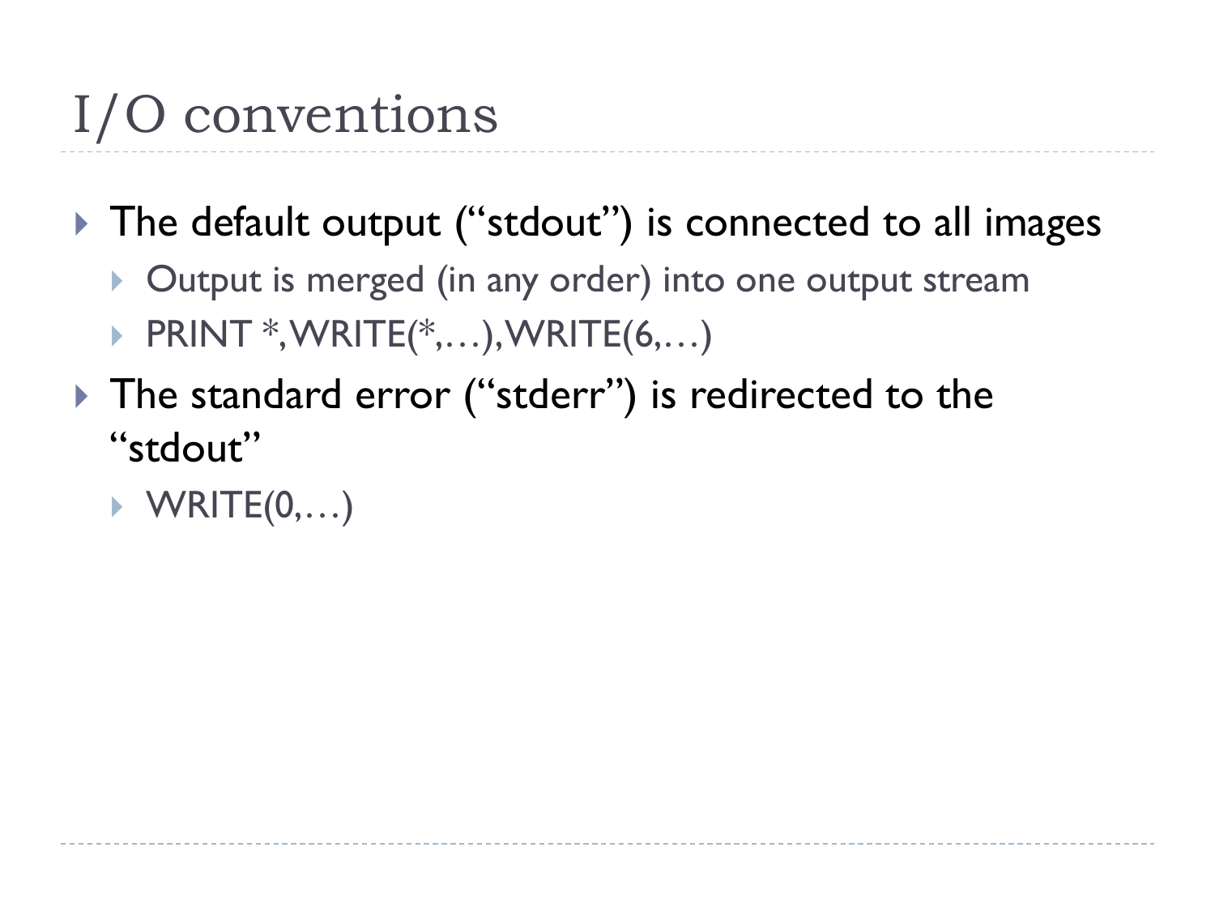# I/O conventions

- The default output (“stdout”) is connected to all images
  - Output is merged (in any order) into one output stream
  - PRINT *, WRITE(*,…), WRITE(6,…)
- The standard error (“stderr”) is redirected to the “stdout”
  - WRITE(0,…)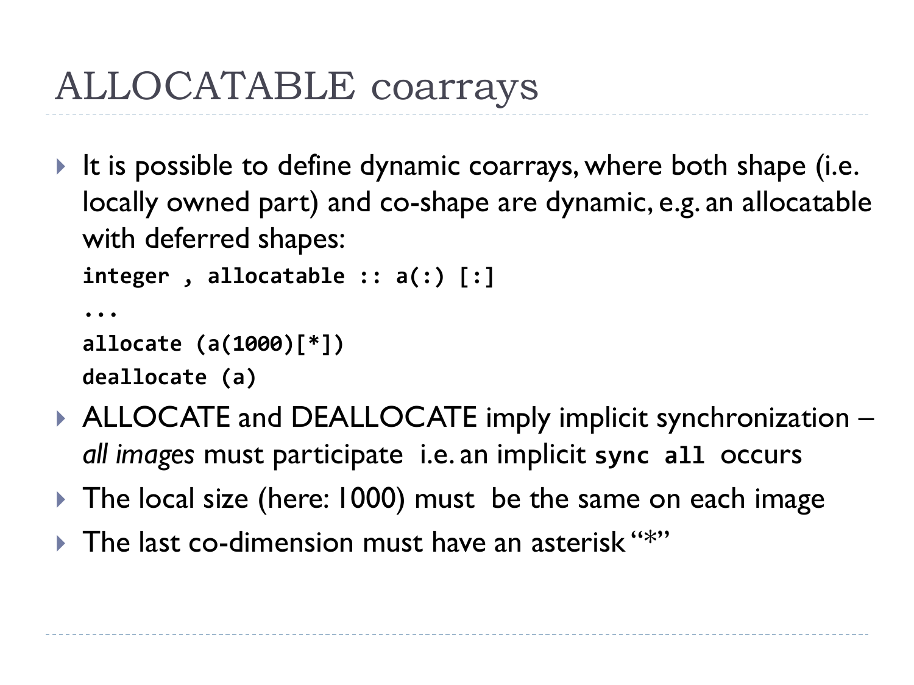# ALLOCATABLE coarrays

- It is possible to define dynamic coarrays, where both shape (i.e. locally owned part) and co-shape are dynamic, e.g. an allocatable with deferred shapes:

```
integer , allocatable :: a(:) [:]
...
allocate (a(1000)[*])
deallocate (a)
```

- ALLOCATE and DEALLOCATE imply implicit synchronization – *all images* must participate i.e. an implicit `sync all` occurs
- The local size (here: 1000) must be the same on each image
- The last co-dimension must have an asterisk "*"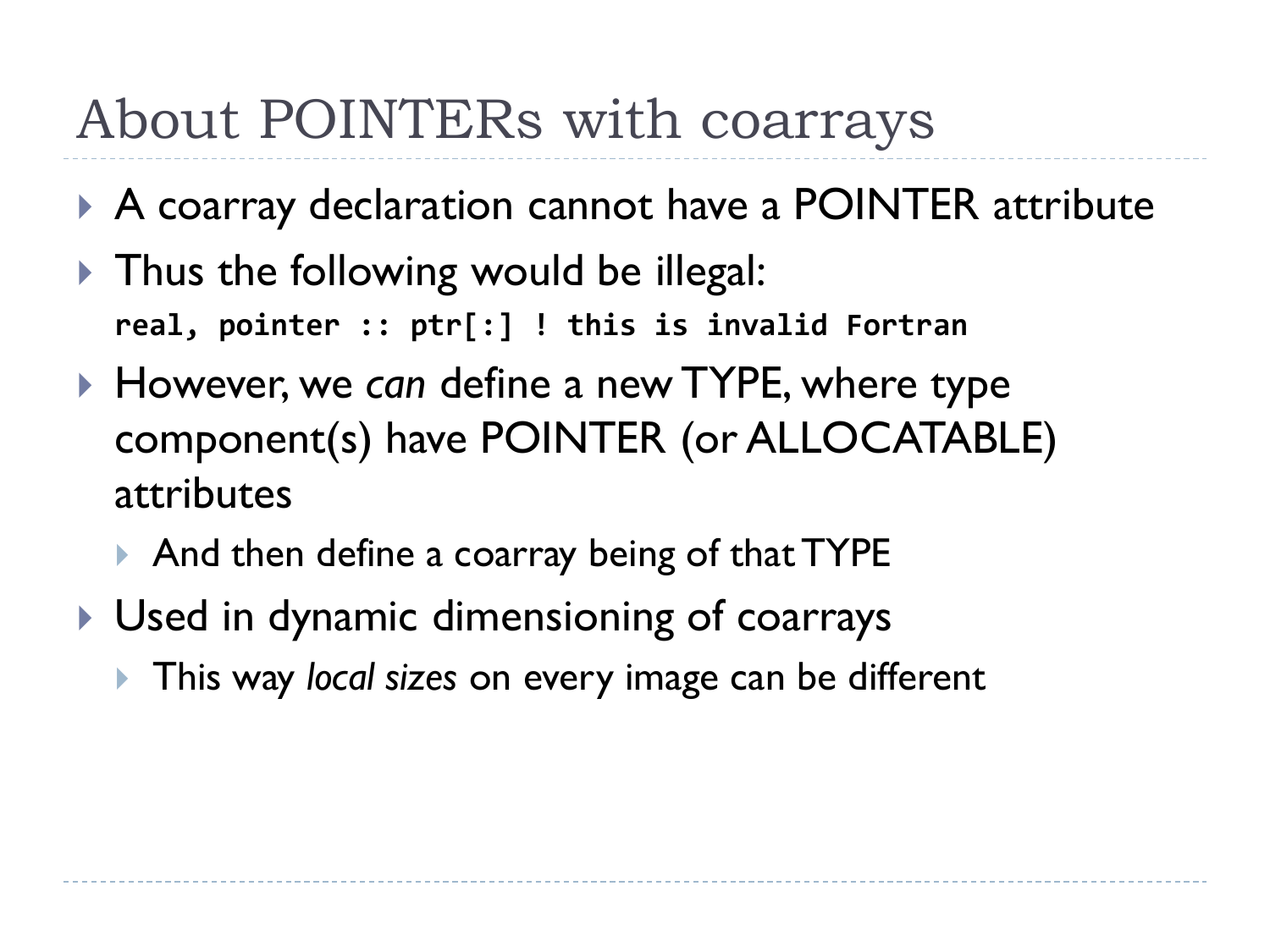# About POINTERs with coarrays

- A coarray declaration cannot have a POINTER attribute
- Thus the following would be illegal:

```
real, pointer :: ptr[:] ! this is invalid Fortran
```

- However, we *can* define a new TYPE, where type component(s) have POINTER (or ALLOCATABLE) attributes
  - And then define a coarray being of that TYPE
- Used in dynamic dimensioning of coarrays
  - This way *local sizes* on every image can be different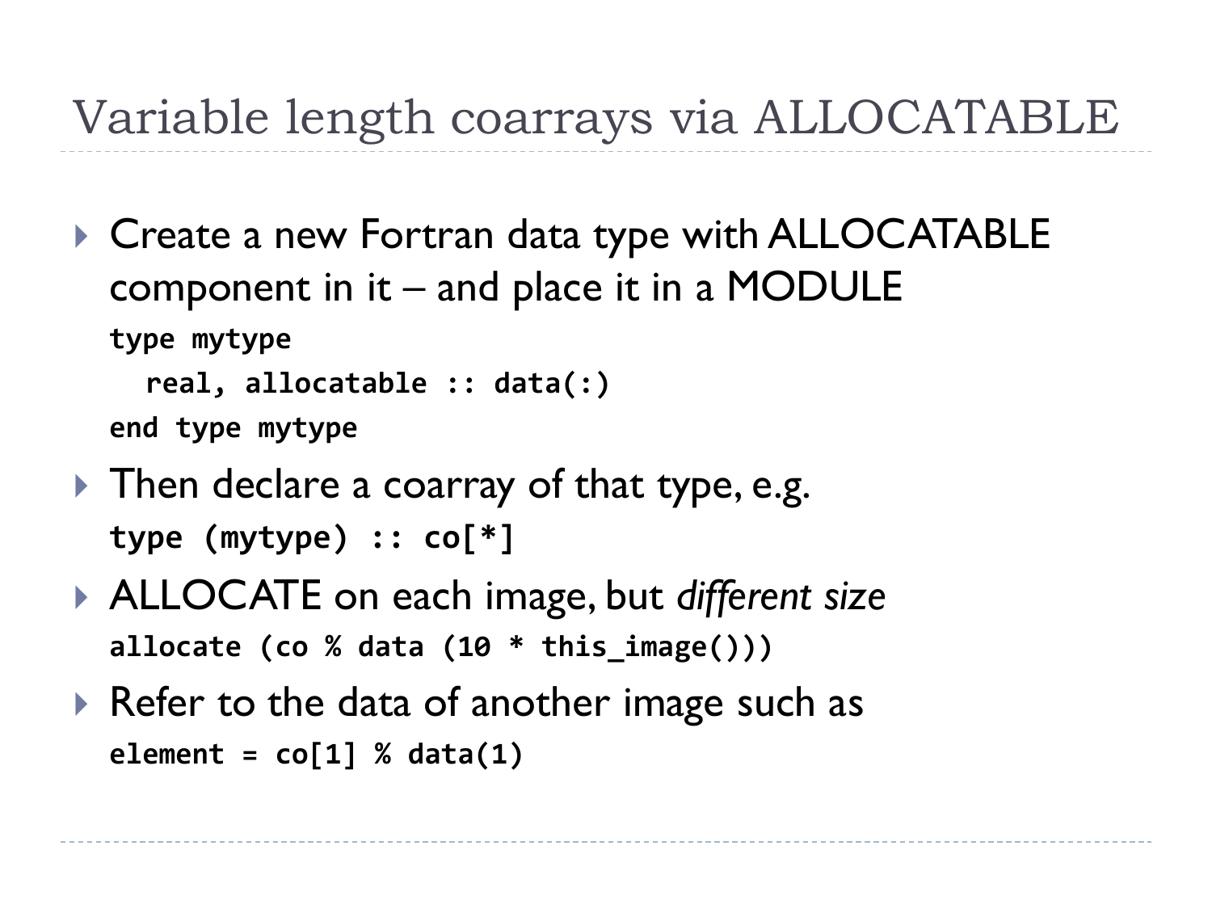# Variable length coarrays via ALLOCATABLE

- Create a new Fortran data type with ALLOCATABLE component in it – and place it in a MODULE

```
type mytype
  real, allocatable :: data(:)
end type mytype
```

- Then declare a coarray of that type, e.g.

```
type (mytype) :: co[*]
```

- ALLOCATE on each image, but *different size*

```
allocate (co % data (10 * this_image()))
```

- Refer to the data of another image such as

```
element = co[1] % data(1)
```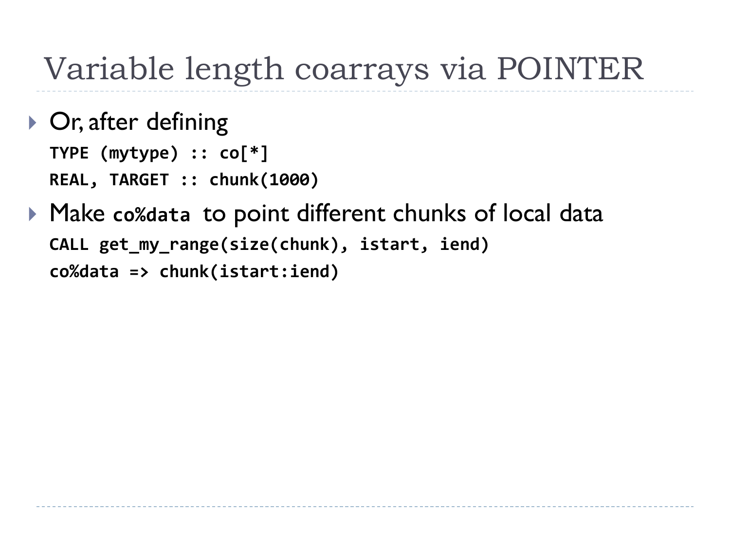# Variable length coarrays via POINTER

- Or, after defining

```
TYPE (mytype) :: co[*]
REAL, TARGET :: chunk(1000)
```

- Make `co%data` to point different chunks of local data

```
CALL get_my_range(size(chunk), istart, iend)
co%data => chunk(istart:iend)
```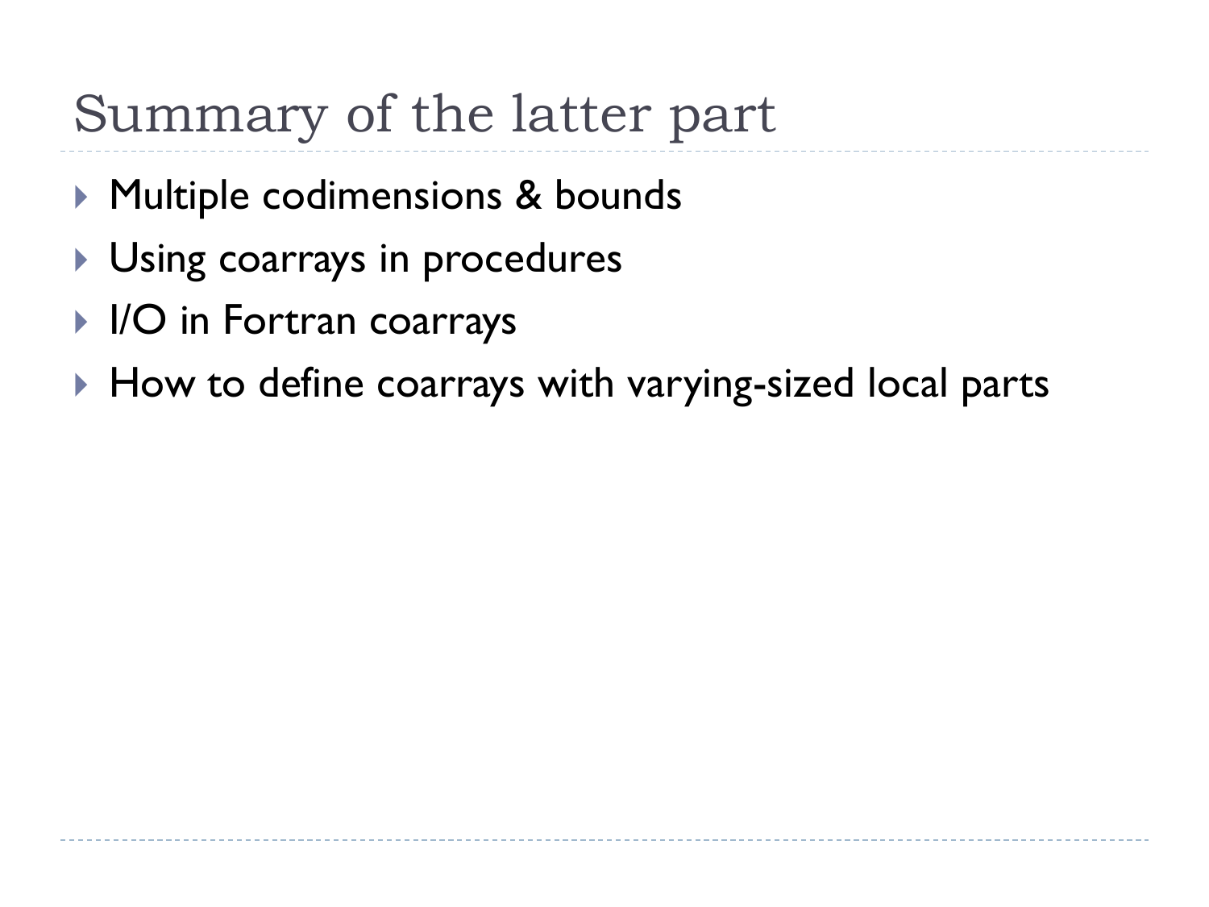# Summary of the latter part

- Multiple codimensions & bounds
- Using coarrays in procedures
- I/O in Fortran coarrays
- How to define coarrays with varying-sized local parts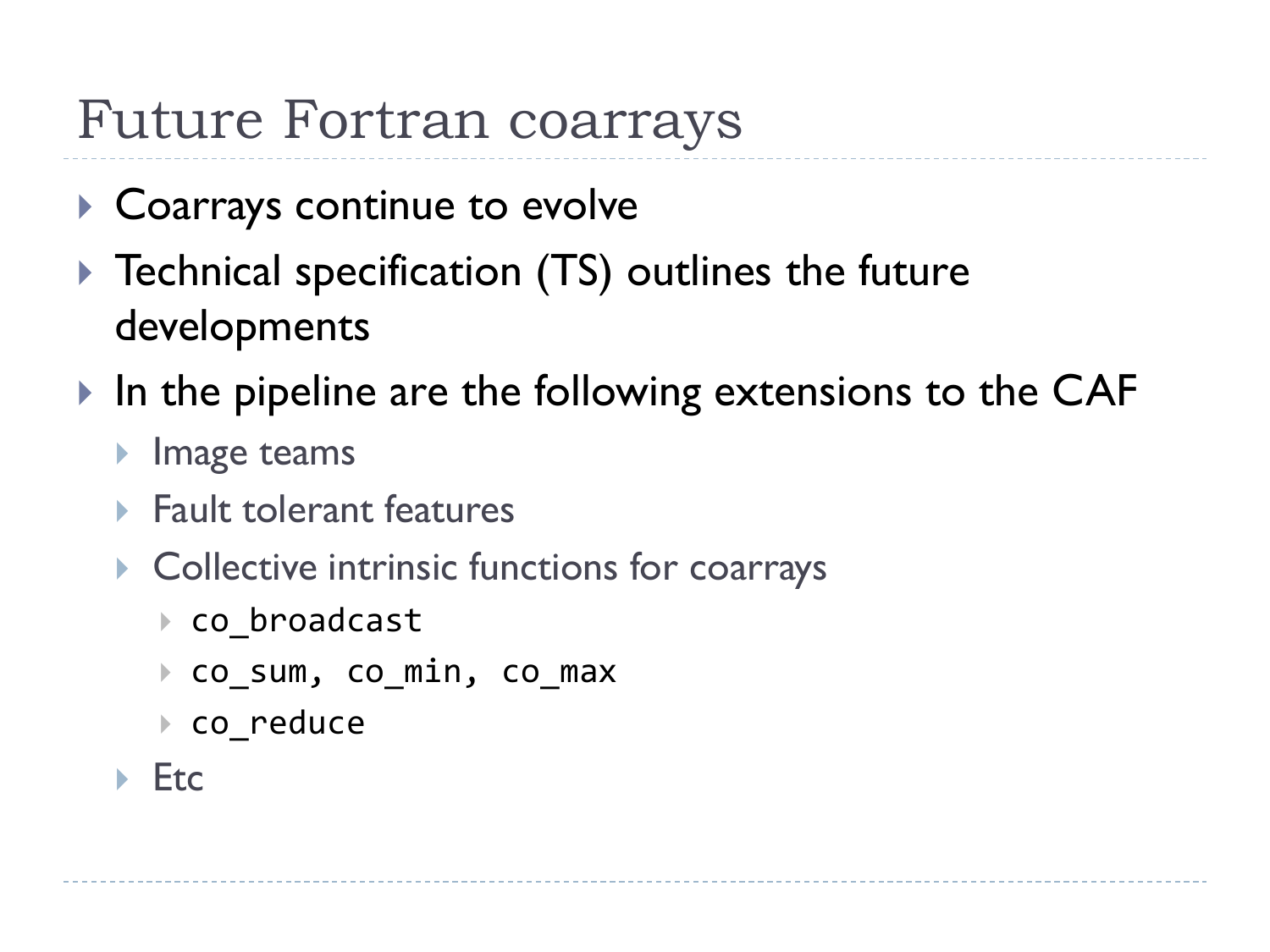# Future Fortran coarrays

- Coarrays continue to evolve
- Technical specification (TS) outlines the future developments
- In the pipeline are the following extensions to the CAF
  - Image teams
  - Fault tolerant features
  - Collective intrinsic functions for coarrays
    - `co_broadcast`
    - `co_sum, co_min, co_max`
    - `co_reduce`
  - Etc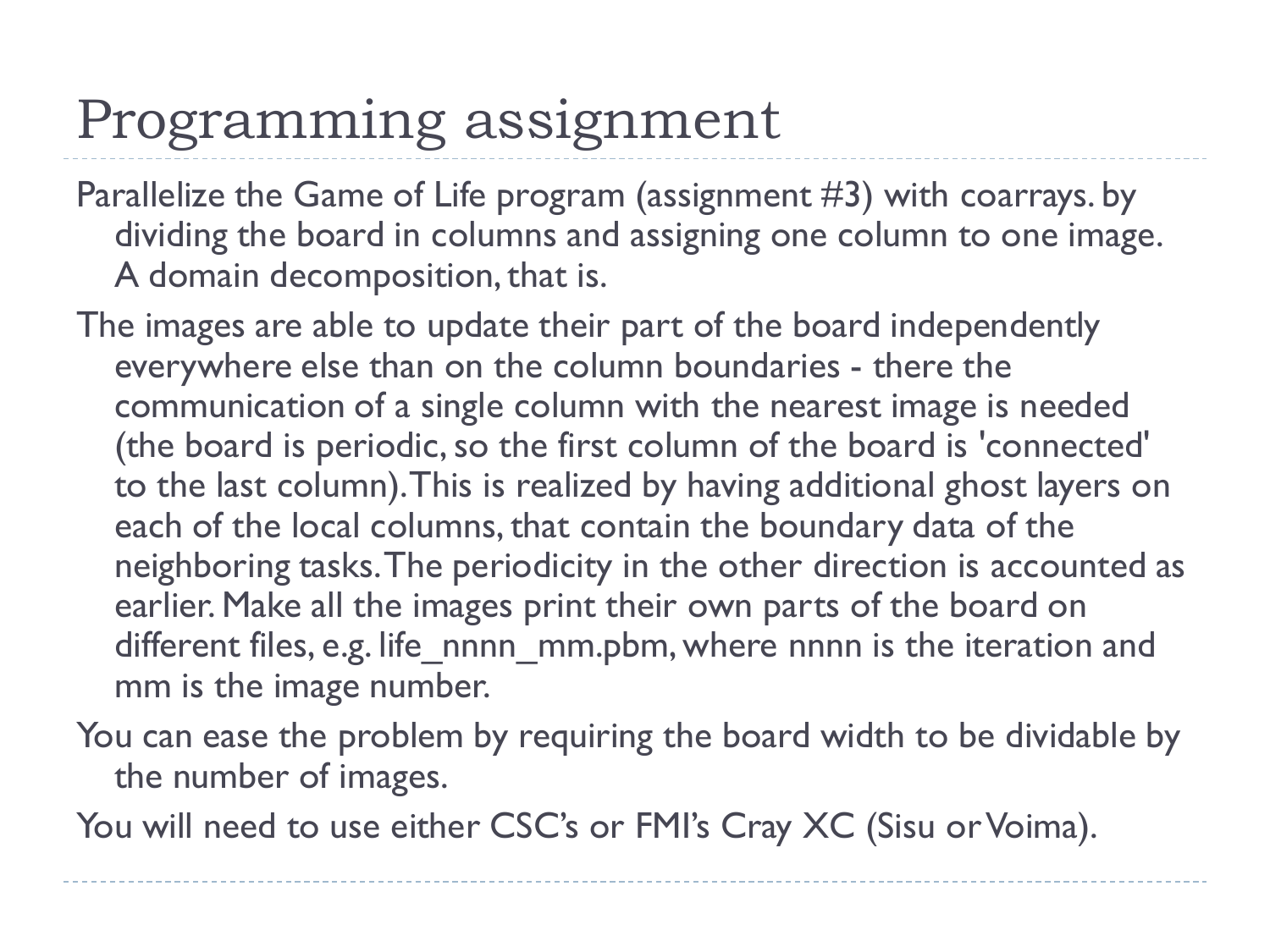# Programming assignment

Parallelize the Game of Life program (assignment #3) with coarrays. by dividing the board in columns and assigning one column to one image. A domain decomposition, that is.

The images are able to update their part of the board independently everywhere else than on the column boundaries - there the communication of a single column with the nearest image is needed (the board is periodic, so the first column of the board is 'connected' to the last column). This is realized by having additional ghost layers on each of the local columns, that contain the boundary data of the neighboring tasks. The periodicity in the other direction is accounted as earlier. Make all the images print their own parts of the board on different files, e.g. life_nnnn_mm.pbm, where nnnn is the iteration and mm is the image number.

You can ease the problem by requiring the board width to be dividable by the number of images.

You will need to use either CSC's or FMI's Cray XC (Sisu or Voima).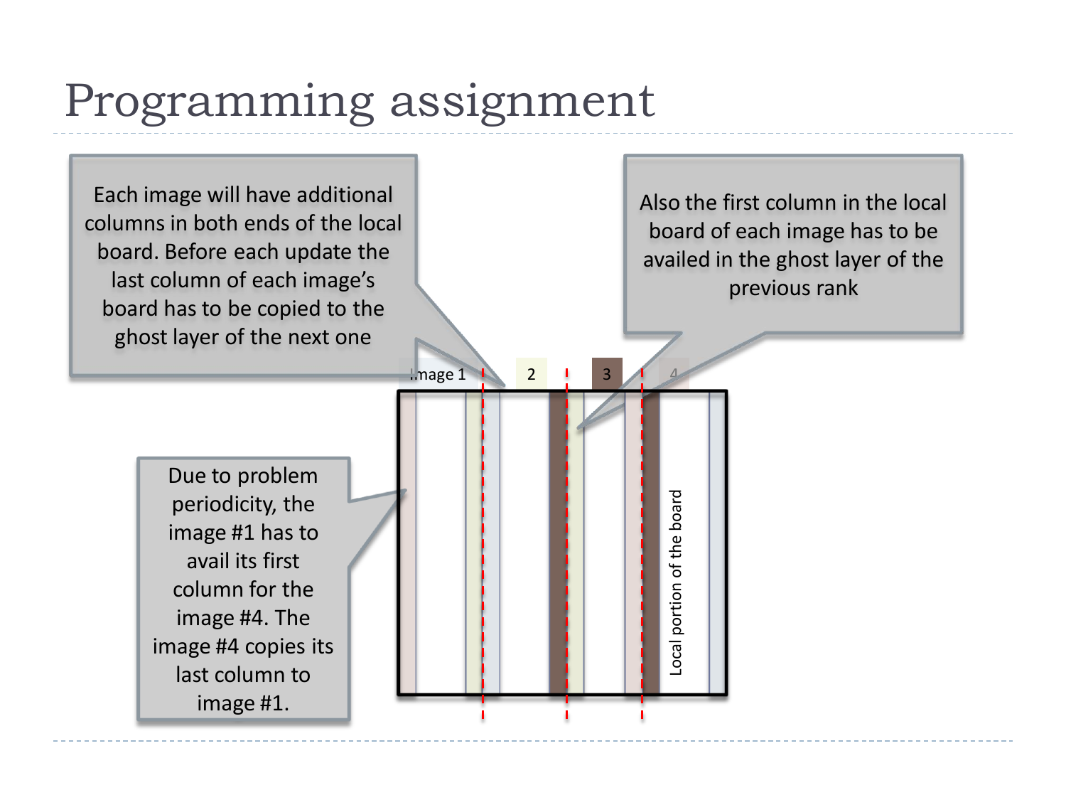# Programming assignment

Each image will have additional columns in both ends of the local board. Before each update the last column of each image's board has to be copied to the ghost layer of the next one

Also the first column in the local board of each image has to be availed in the ghost layer of the previous rank

Due to problem periodicity, the image #1 has to avail its first column for the image #4. The image #4 copies its last column to image #1.

Image 1

2

3

4

Local portion of the board